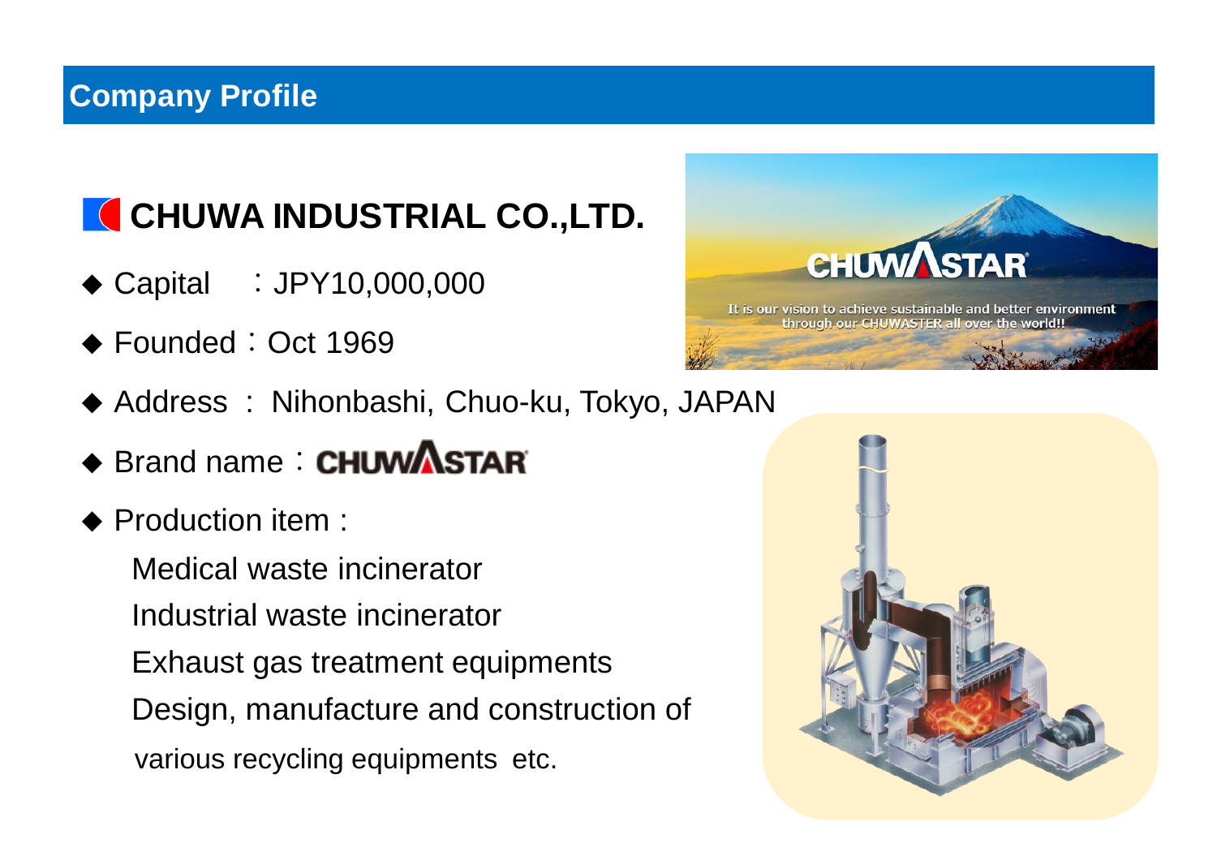# Company Profile

## CHUWA INDUSTRIAL CO.,LTD.

- Capital ：JPY10,000,000
- Founded：Oct 1969
- Address ： Nihonbashi, Chuo-ku, Tokyo, JAPAN
- Brand name：CHUWASTAR
- Production item :

  Medical waste incinerator

  Industrial waste incinerator

  Exhaust gas treatment equipments

  Design, manufacture and construction of various recycling equipments etc.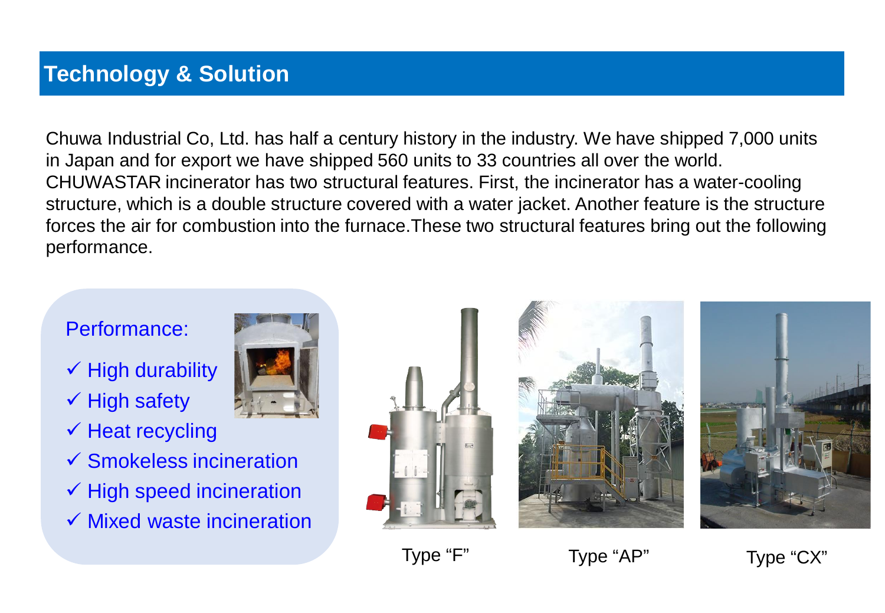## Technology & Solution

Chuwa Industrial Co, Ltd. has half a century history in the industry. We have shipped 7,000 units in Japan and for export we have shipped 560 units to 33 countries all over the world. CHUWASTAR incinerator has two structural features. First, the incinerator has a water-cooling structure, which is a double structure covered with a water jacket. Another feature is the structure forces the air for combustion into the furnace.These two structural features bring out the following performance.

Performance:

- ✓ High durability
- ✓ High safety
- ✓ Heat recycling
- ✓ Smokeless incineration
- ✓ High speed incineration
- ✓ Mixed waste incineration

Type "F"

Type "AP"

Type "CX"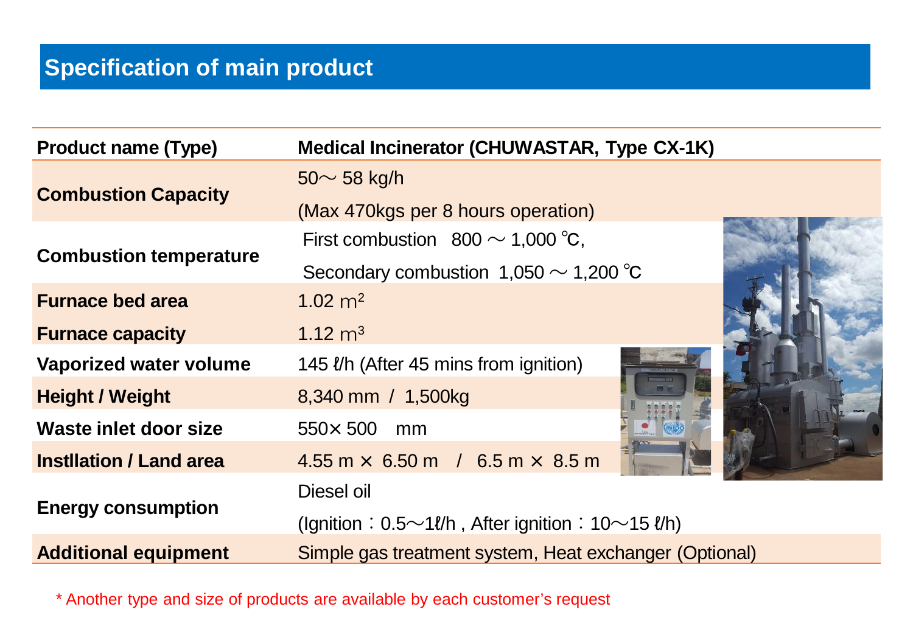## Specification of main product

| Product name (Type) | Medical Incinerator (CHUWASTAR, Type CX-1K) |
|---|---|
| **Combustion Capacity** | 50～ 58 kg/h<br>(Max 470kgs per 8 hours operation) |
| **Combustion temperature** | First combustion 800 ～ 1,000 ℃,<br>Secondary combustion 1,050 ～ 1,200 ℃ |
| **Furnace bed area** | 1.02 $m^2$ |
| **Furnace capacity** | 1.12 $m^3$ |
| **Vaporized water volume** | 145 ℓ/h (After 45 mins from ignition) |
| **Height / Weight** | 8,340 mm / 1,500kg |
| **Waste inlet door size** | 550× 500 mm |
| **Instllation / Land area** | 4.55 m × 6.50 m / 6.5 m × 8.5 m |
| **Energy consumption** | Diesel oil<br>(Ignition：0.5～1ℓ/h , After ignition：10～15 ℓ/h) |
| **Additional equipment** | Simple gas treatment system, Heat exchanger (Optional) |

* Another type and size of products are available by each customer's request